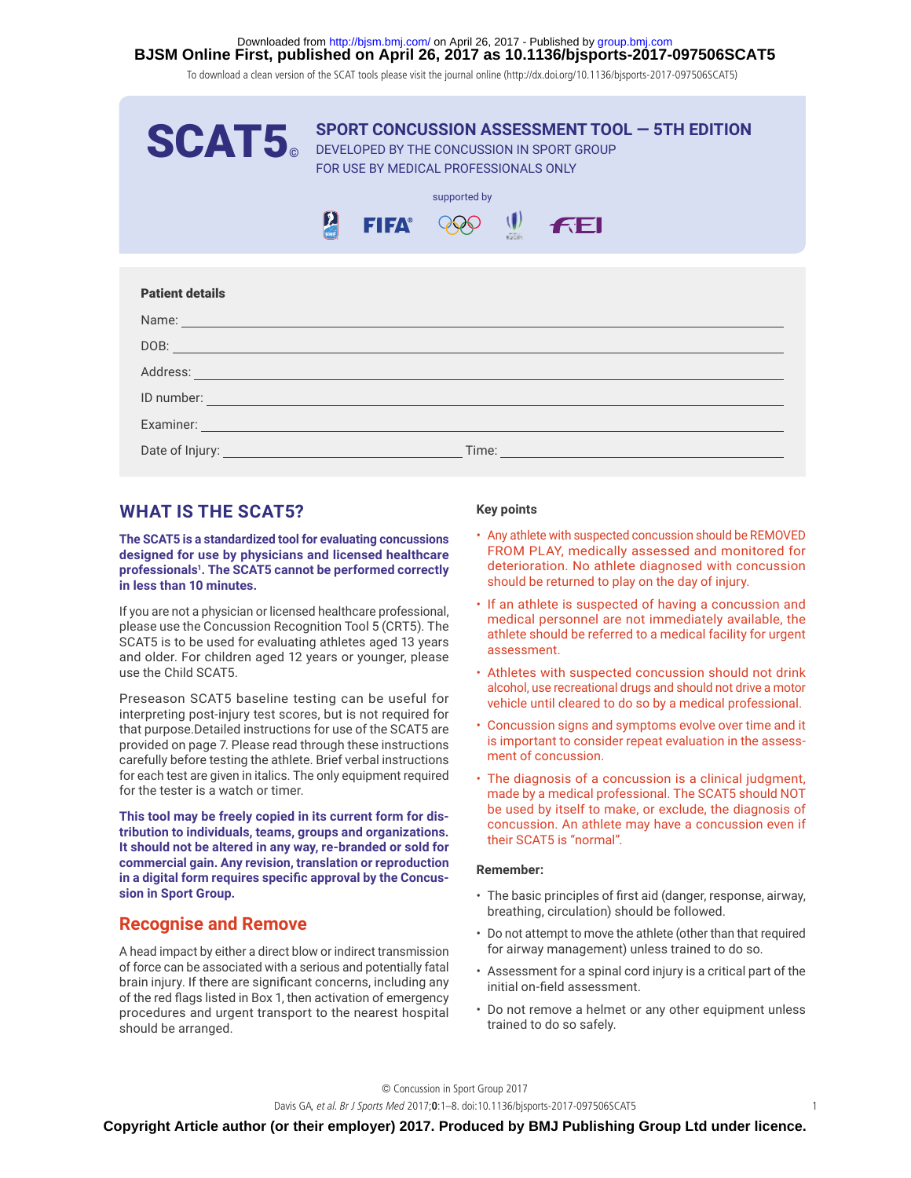To download a clean version of the SCAT tools please visit the journal online (http://dx.doi.org/10.1136/bjsports-2017-097506SCAT5)

# SCAT5©

## SPORT CONCUSSION ASSESSMENT TOOL — 5TH EDITION

DEVELOPED BY THE CONCUSSION IN SPORT GROUP
FOR USE BY MEDICAL PROFESSIONALS ONLY

supported by

FIFA® FEI

**Patient details**

Name: ______________________________

DOB: ______________________________

Address: ______________________________

ID number: ______________________________

Examiner: ______________________________

Date of Injury: ______________________ Time: ______________________

## WHAT IS THE SCAT5?

**The SCAT5 is a standardized tool for evaluating concussions designed for use by physicians and licensed healthcare professionals[1]. The SCAT5 cannot be performed correctly in less than 10 minutes.**

If you are not a physician or licensed healthcare professional, please use the Concussion Recognition Tool 5 (CRT5). The SCAT5 is to be used for evaluating athletes aged 13 years and older. For children aged 12 years or younger, please use the Child SCAT5.

Preseason SCAT5 baseline testing can be useful for interpreting post-injury test scores, but is not required for that purpose.Detailed instructions for use of the SCAT5 are provided on page 7. Please read through these instructions carefully before testing the athlete. Brief verbal instructions for each test are given in italics. The only equipment required for the tester is a watch or timer.

**This tool may be freely copied in its current form for distribution to individuals, teams, groups and organizations. It should not be altered in any way, re-branded or sold for commercial gain. Any revision, translation or reproduction in a digital form requires specific approval by the Concussion in Sport Group.**

## Recognise and Remove

A head impact by either a direct blow or indirect transmission of force can be associated with a serious and potentially fatal brain injury. If there are significant concerns, including any of the red flags listed in Box 1, then activation of emergency procedures and urgent transport to the nearest hospital should be arranged.

**Key points**

- Any athlete with suspected concussion should be REMOVED FROM PLAY, medically assessed and monitored for deterioration. No athlete diagnosed with concussion should be returned to play on the day of injury.
- If an athlete is suspected of having a concussion and medical personnel are not immediately available, the athlete should be referred to a medical facility for urgent assessment.
- Athletes with suspected concussion should not drink alcohol, use recreational drugs and should not drive a motor vehicle until cleared to do so by a medical professional.
- Concussion signs and symptoms evolve over time and it is important to consider repeat evaluation in the assessment of concussion.
- The diagnosis of a concussion is a clinical judgment, made by a medical professional. The SCAT5 should NOT be used by itself to make, or exclude, the diagnosis of concussion. An athlete may have a concussion even if their SCAT5 is "normal".

**Remember:**

- The basic principles of first aid (danger, response, airway, breathing, circulation) should be followed.
- Do not attempt to move the athlete (other than that required for airway management) unless trained to do so.
- Assessment for a spinal cord injury is a critical part of the initial on-field assessment.
- Do not remove a helmet or any other equipment unless trained to do so safely.

© Concussion in Sport Group 2017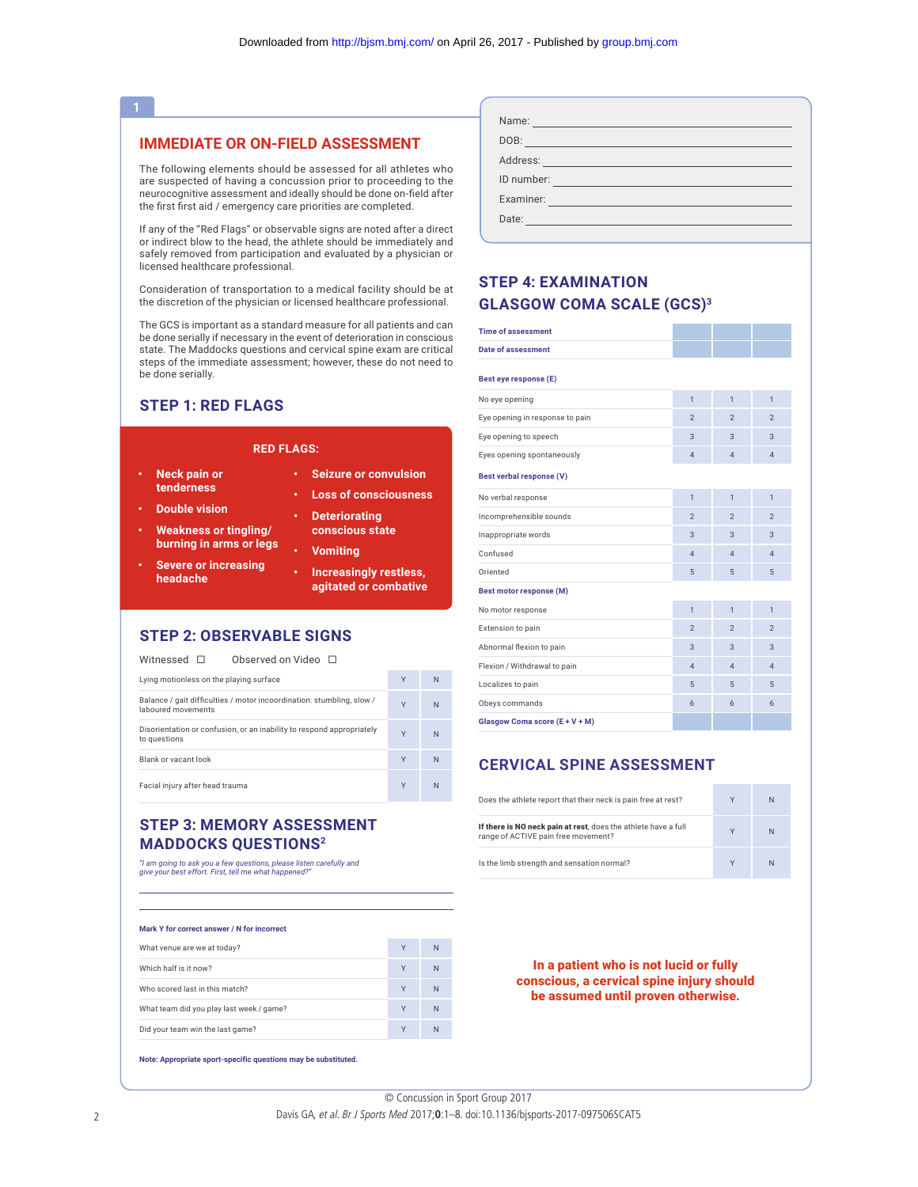## IMMEDIATE OR ON-FIELD ASSESSMENT

The following elements should be assessed for all athletes who are suspected of having a concussion prior to proceeding to the neurocognitive assessment and ideally should be done on-field after the first first aid / emergency care priorities are completed.

If any of the "Red Flags" or observable signs are noted after a direct or indirect blow to the head, the athlete should be immediately and safely removed from participation and evaluated by a physician or licensed healthcare professional.

Consideration of transportation to a medical facility should be at the discretion of the physician or licensed healthcare professional.

The GCS is important as a standard measure for all patients and can be done serially if necessary in the event of deterioration in conscious state. The Maddocks questions and cervical spine exam are critical steps of the immediate assessment; however, these do not need to be done serially.

### STEP 1: RED FLAGS

**RED FLAGS:**

- **Neck pain or tenderness**
- **Double vision**
- **Weakness or tingling/ burning in arms or legs**
- **Severe or increasing headache**
- **Seizure or convulsion**
- **Loss of consciousness**
- **Deteriorating conscious state**
- **Vomiting**
- **Increasingly restless, agitated or combative**

### STEP 2: OBSERVABLE SIGNS

Witnessed ☐ Observed on Video ☐

| | | |
|---|---|---|
| Lying motionless on the playing surface | Y | N |
| Balance / gait difficulties / motor incoordination: stumbling, slow / laboured movements | Y | N |
| Disorientation or confusion, or an inability to respond appropriately to questions | Y | N |
| Blank or vacant look | Y | N |
| Facial injury after head trauma | Y | N |

### STEP 3: MEMORY ASSESSMENT MADDOCKS QUESTIONS[2]

*"I am going to ask you a few questions, please listen carefully and give your best effort. First, tell me what happened?"*

______________________________________________

______________________________________________

**Mark Y for correct answer / N for incorrect**

| | | |
|---|---|---|
| What venue are we at today? | Y | N |
| Which half is it now? | Y | N |
| Who scored last in this match? | Y | N |
| What team did you play last week / game? | Y | N |
| Did your team win the last game? | Y | N |

**Note: Appropriate sport-specific questions may be substituted.**

Name: ______________________

DOB: ______________________

Address: ______________________

ID number: ______________________

Examiner: ______________________

Date: ______________________

### STEP 4: EXAMINATION GLASGOW COMA SCALE (GCS)[3]

| | | | |
|---|---|---|---|
| **Time of assessment** | | | |
| **Date of assessment** | | | |
| **Best eye response (E)** | | | |
| No eye opening | 1 | 1 | 1 |
| Eye opening in response to pain | 2 | 2 | 2 |
| Eye opening to speech | 3 | 3 | 3 |
| Eyes opening spontaneously | 4 | 4 | 4 |
| **Best verbal response (V)** | | | |
| No verbal response | 1 | 1 | 1 |
| Incomprehensible sounds | 2 | 2 | 2 |
| Inappropriate words | 3 | 3 | 3 |
| Confused | 4 | 4 | 4 |
| Oriented | 5 | 5 | 5 |
| **Best motor response (M)** | | | |
| No motor response | 1 | 1 | 1 |
| Extension to pain | 2 | 2 | 2 |
| Abnormal flexion to pain | 3 | 3 | 3 |
| Flexion / Withdrawal to pain | 4 | 4 | 4 |
| Localizes to pain | 5 | 5 | 5 |
| Obeys commands | 6 | 6 | 6 |
| **Glasgow Coma score (E + V + M)** | | | |

### CERVICAL SPINE ASSESSMENT

| | | |
|---|---|---|
| Does the athlete report that their neck is pain free at rest? | Y | N |
| **If there is NO neck pain at rest**, does the athlete have a full range of ACTIVE pain free movement? | Y | N |
| Is the limb strength and sensation normal? | Y | N |

**In a patient who is not lucid or fully conscious, a cervical spine injury should be assumed until proven otherwise.**

© Concussion in Sport Group 2017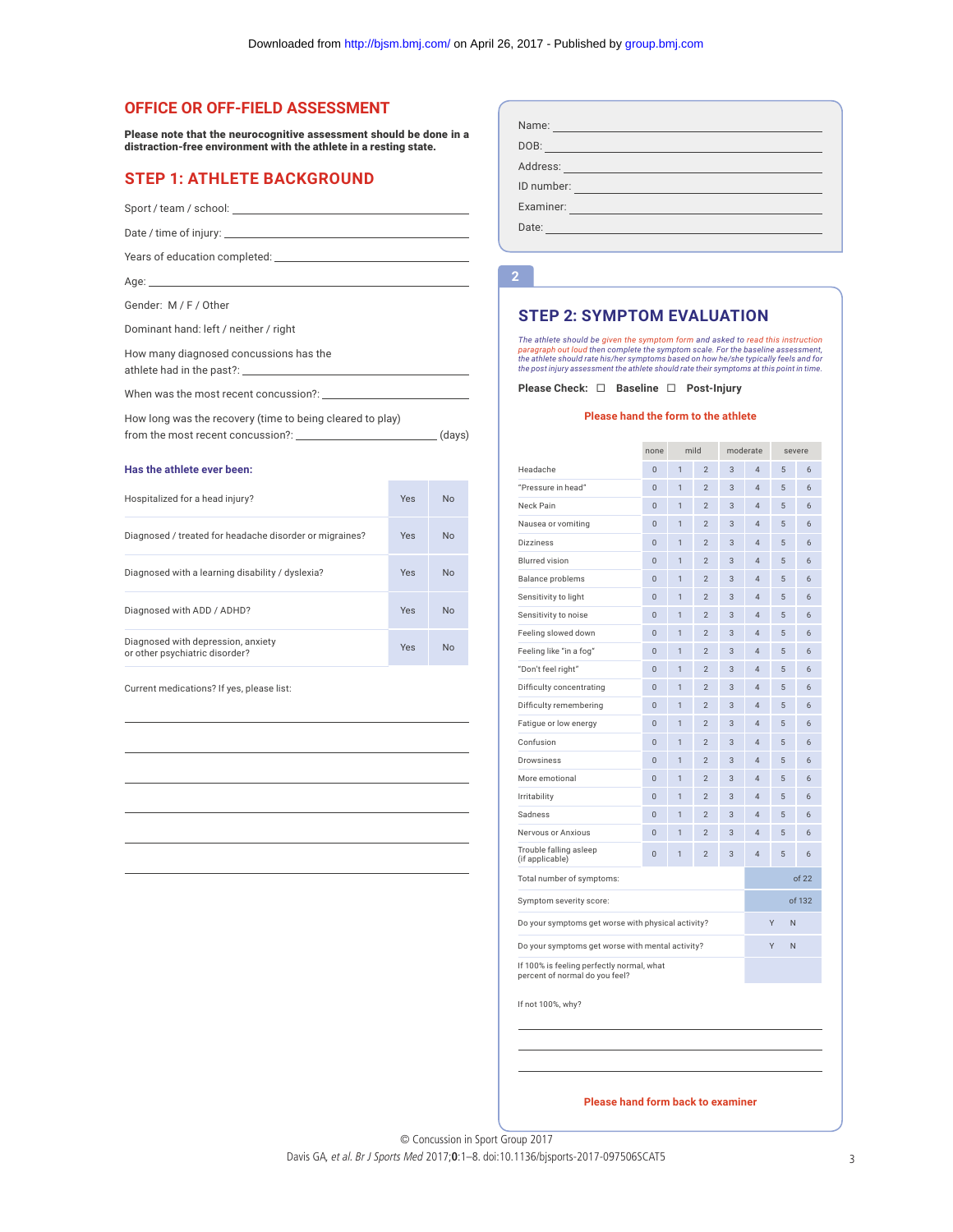## OFFICE OR OFF-FIELD ASSESSMENT

**Please note that the neurocognitive assessment should be done in a distraction-free environment with the athlete in a resting state.**

## STEP 1: ATHLETE BACKGROUND

Sport / team / school: ______________________

Date / time of injury: ______________________

Years of education completed: ______________________

Age: ______________________

Gender: M / F / Other

Dominant hand: left / neither / right

How many diagnosed concussions has the athlete had in the past?: ______________________

When was the most recent concussion?: ______________________

How long was the recovery (time to being cleared to play) from the most recent concussion?: ______________________ (days)

**Has the athlete ever been:**

| | | |
|---|---|---|
| Hospitalized for a head injury? | Yes | No |
| Diagnosed / treated for headache disorder or migraines? | Yes | No |
| Diagnosed with a learning disability / dyslexia? | Yes | No |
| Diagnosed with ADD / ADHD? | Yes | No |
| Diagnosed with depression, anxiety or other psychiatric disorder? | Yes | No |

Current medications? If yes, please list:

______________________

______________________

______________________

______________________

______________________

______________________

Name: ______________________

DOB: ______________________

Address: ______________________

ID number: ______________________

Examiner: ______________________

Date: ______________________

## 2 STEP 2: SYMPTOM EVALUATION

*The athlete should be given the symptom form and asked to read this instruction paragraph out loud then complete the symptom scale. For the baseline assessment, the athlete should rate his/her symptoms based on how he/she typically feels and for the post injury assessment the athlete should rate their symptoms at this point in time.*

**Please Check: ☐ Baseline ☐ Post-Injury**

**Please hand the form to the athlete**

| | none | mild | | moderate | | severe | |
|---|---|---|---|---|---|---|---|
| Headache | 0 | 1 | 2 | 3 | 4 | 5 | 6 |
| "Pressure in head" | 0 | 1 | 2 | 3 | 4 | 5 | 6 |
| Neck Pain | 0 | 1 | 2 | 3 | 4 | 5 | 6 |
| Nausea or vomiting | 0 | 1 | 2 | 3 | 4 | 5 | 6 |
| Dizziness | 0 | 1 | 2 | 3 | 4 | 5 | 6 |
| Blurred vision | 0 | 1 | 2 | 3 | 4 | 5 | 6 |
| Balance problems | 0 | 1 | 2 | 3 | 4 | 5 | 6 |
| Sensitivity to light | 0 | 1 | 2 | 3 | 4 | 5 | 6 |
| Sensitivity to noise | 0 | 1 | 2 | 3 | 4 | 5 | 6 |
| Feeling slowed down | 0 | 1 | 2 | 3 | 4 | 5 | 6 |
| Feeling like "in a fog" | 0 | 1 | 2 | 3 | 4 | 5 | 6 |
| "Don't feel right" | 0 | 1 | 2 | 3 | 4 | 5 | 6 |
| Difficulty concentrating | 0 | 1 | 2 | 3 | 4 | 5 | 6 |
| Difficulty remembering | 0 | 1 | 2 | 3 | 4 | 5 | 6 |
| Fatigue or low energy | 0 | 1 | 2 | 3 | 4 | 5 | 6 |
| Confusion | 0 | 1 | 2 | 3 | 4 | 5 | 6 |
| Drowsiness | 0 | 1 | 2 | 3 | 4 | 5 | 6 |
| More emotional | 0 | 1 | 2 | 3 | 4 | 5 | 6 |
| Irritability | 0 | 1 | 2 | 3 | 4 | 5 | 6 |
| Sadness | 0 | 1 | 2 | 3 | 4 | 5 | 6 |
| Nervous or Anxious | 0 | 1 | 2 | 3 | 4 | 5 | 6 |
| Trouble falling asleep (if applicable) | 0 | 1 | 2 | 3 | 4 | 5 | 6 |

| | |
|---|---|
| Total number of symptoms: | of 22 |
| Symptom severity score: | of 132 |
| Do your symptoms get worse with physical activity? | Y N |
| Do your symptoms get worse with mental activity? | Y N |
| If 100% is feeling perfectly normal, what percent of normal do you feel? | |

If not 100%, why?

______________________

______________________

______________________

**Please hand form back to examiner**

© Concussion in Sport Group 2017

Davis GA, *et al. Br J Sports Med* 2017;**0**:1–8. doi:10.1136/bjsports-2017-097506SCAT5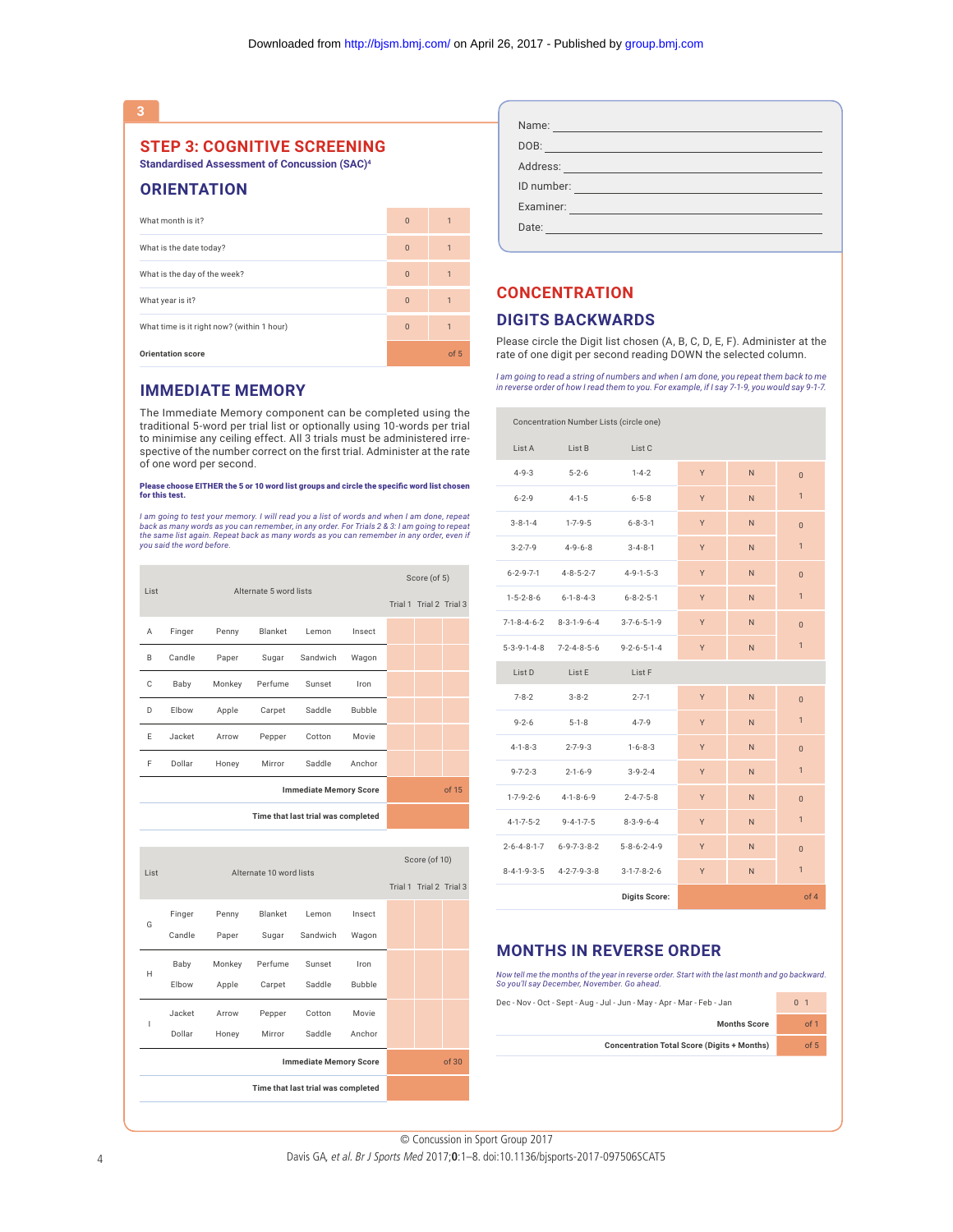# 3

## STEP 3: COGNITIVE SCREENING

**Standardised Assessment of Concussion (SAC)**[4]

### ORIENTATION

| | | |
|---|---|---|
| What month is it? | 0 | 1 |
| What is the date today? | 0 | 1 |
| What is the day of the week? | 0 | 1 |
| What year is it? | 0 | 1 |
| What time is it right now? (within 1 hour) | 0 | 1 |
| **Orientation score** | | of 5 |

### IMMEDIATE MEMORY

The Immediate Memory component can be completed using the traditional 5-word per trial list or optionally using 10-words per trial to minimise any ceiling effect. All 3 trials must be administered irrespective of the number correct on the first trial. Administer at the rate of one word per second.

**Please choose EITHER the 5 or 10 word list groups and circle the specific word list chosen for this test.**

*I am going to test your memory. I will read you a list of words and when I am done, repeat back as many words as you can remember, in any order. For Trials 2 & 3: I am going to repeat the same list again. Repeat back as many words as you can remember in any order, even if you said the word before.*

| List | Alternate 5 word lists | | | | | Score (of 5) Trial 1 | Trial 2 | Trial 3 |
|---|---|---|---|---|---|---|---|---|
| A | Finger | Penny | Blanket | Lemon | Insect | | | |
| B | Candle | Paper | Sugar | Sandwich | Wagon | | | |
| C | Baby | Monkey | Perfume | Sunset | Iron | | | |
| D | Elbow | Apple | Carpet | Saddle | Bubble | | | |
| E | Jacket | Arrow | Pepper | Cotton | Movie | | | |
| F | Dollar | Honey | Mirror | Saddle | Anchor | | | |
| | | | | | **Immediate Memory Score** | of 15 | | |
| | | | | | **Time that last trial was completed** | | | |

| List | Alternate 10 word lists | | | | | Score (of 10) Trial 1 | Trial 2 | Trial 3 |
|---|---|---|---|---|---|---|---|---|
| G | Finger | Penny | Blanket | Lemon | Insect | | | |
| | Candle | Paper | Sugar | Sandwich | Wagon | | | |
| H | Baby | Monkey | Perfume | Sunset | Iron | | | |
| | Elbow | Apple | Carpet | Saddle | Bubble | | | |
| I | Jacket | Arrow | Pepper | Cotton | Movie | | | |
| | Dollar | Honey | Mirror | Saddle | Anchor | | | |
| | | | | | **Immediate Memory Score** | of 30 | | |
| | | | | | **Time that last trial was completed** | | | |

Name: ______________________

DOB: ______________________

Address: ______________________

ID number: ______________________

Examiner: ______________________

Date: ______________________

## CONCENTRATION

### DIGITS BACKWARDS

Please circle the Digit list chosen (A, B, C, D, E, F). Administer at the rate of one digit per second reading DOWN the selected column.

*I am going to read a string of numbers and when I am done, you repeat them back to me in reverse order of how I read them to you. For example, if I say 7-1-9, you would say 9-1-7.*

| Concentration Number Lists (circle one) | | | | | |
|---|---|---|---|---|---|
| List A | List B | List C | | | |
| 4-9-3 | 5-2-6 | 1-4-2 | Y | N | 0 |
| 6-2-9 | 4-1-5 | 6-5-8 | Y | N | 1 |
| 3-8-1-4 | 1-7-9-5 | 6-8-3-1 | Y | N | 0 |
| 3-2-7-9 | 4-9-6-8 | 3-4-8-1 | Y | N | 1 |
| 6-2-9-7-1 | 4-8-5-2-7 | 4-9-1-5-3 | Y | N | 0 |
| 1-5-2-8-6 | 6-1-8-4-3 | 6-8-2-5-1 | Y | N | 1 |
| 7-1-8-4-6-2 | 8-3-1-9-6-4 | 3-7-6-5-1-9 | Y | N | 0 |
| 5-3-9-1-4-8 | 7-2-4-8-5-6 | 9-2-6-5-1-4 | Y | N | 1 |
| List D | List E | List F | | | |
| 7-8-2 | 3-8-2 | 2-7-1 | Y | N | 0 |
| 9-2-6 | 5-1-8 | 4-7-9 | Y | N | 1 |
| 4-1-8-3 | 2-7-9-3 | 1-6-8-3 | Y | N | 0 |
| 9-7-2-3 | 2-1-6-9 | 3-9-2-4 | Y | N | 1 |
| 1-7-9-2-6 | 4-1-8-6-9 | 2-4-7-5-8 | Y | N | 0 |
| 4-1-7-5-2 | 9-4-1-7-5 | 8-3-9-6-4 | Y | N | 1 |
| 2-6-4-8-1-7 | 6-9-7-3-8-2 | 5-8-6-2-4-9 | Y | N | 0 |
| 8-4-1-9-3-5 | 4-2-7-9-3-8 | 3-1-7-8-2-6 | Y | N | 1 |
| | | **Digits Score:** | | | of 4 |

### MONTHS IN REVERSE ORDER

*Now tell me the months of the year in reverse order. Start with the last month and go backward. So you'll say December, November. Go ahead.*

| | |
|---|---|
| Dec - Nov - Oct - Sept - Aug - Jul - Jun - May - Apr - Mar - Feb - Jan | 0 1 |
| **Months Score** | of 1 |
| **Concentration Total Score (Digits + Months)** | of 5 |

© Concussion in Sport Group 2017

Davis GA, *et al. Br J Sports Med* 2017;**0**:1–8. doi:10.1136/bjsports-2017-097506SCAT5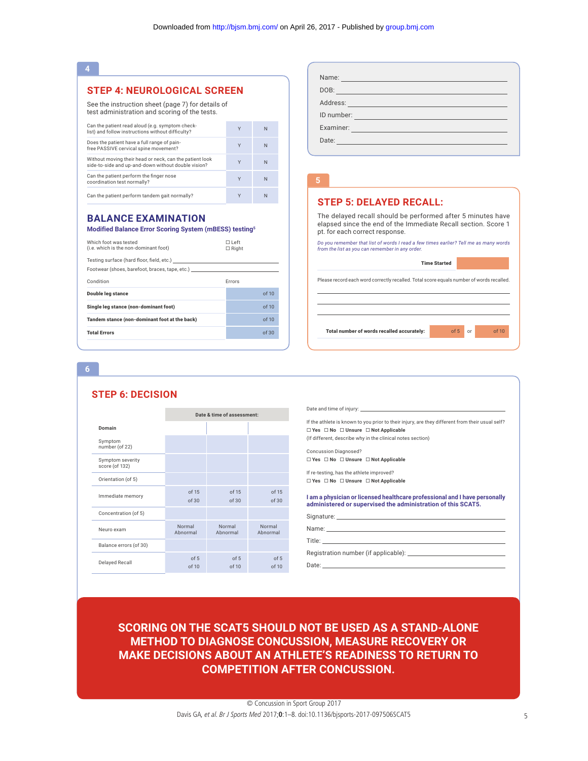4

## STEP 4: NEUROLOGICAL SCREEN

See the instruction sheet (page 7) for details of test administration and scoring of the tests.

| | | |
|---|---|---|
| Can the patient read aloud (e.g. symptom check-list) and follow instructions without difficulty? | Y | N |
| Does the patient have a full range of pain-free PASSIVE cervical spine movement? | Y | N |
| Without moving their head or neck, can the patient look side-to-side and up-and-down without double vision? | Y | N |
| Can the patient perform the finger nose coordination test normally? | Y | N |
| Can the patient perform tandem gait normally? | Y | N |

## BALANCE EXAMINATION

**Modified Balance Error Scoring System (mBESS) testing[5]**

Which foot was tested (i.e. which is the non-dominant foot) ☐ Left ☐ Right

Testing surface (hard floor, field, etc.) ____________________

Footwear (shoes, barefoot, braces, tape, etc.) ____________________

| Condition | Errors |
|---|---|
| **Double leg stance** | of 10 |
| **Single leg stance (non-dominant foot)** | of 10 |
| **Tandem stance (non-dominant foot at the back)** | of 10 |
| **Total Errors** | of 30 |

Name: ____________________

DOB: ____________________

Address: ____________________

ID number: ____________________

Examiner: ____________________

Date: ____________________

5

## STEP 5: DELAYED RECALL:

The delayed recall should be performed after 5 minutes have elapsed since the end of the Immediate Recall section. Score 1 pt. for each correct response.

*Do you remember that list of words I read a few times earlier? Tell me as many words from the list as you can remember in any order.*

**Time Started** ____________________

Please record each word correctly recalled. Total score equals number of words recalled.

____________________

____________________

____________________

**Total number of words recalled accurately:** of 5 or of 10

6

## STEP 6: DECISION

| Domain | Date & time of assessment: | | |
|---|---|---|---|
| Symptom number (of 22) | | | |
| Symptom severity score (of 132) | | | |
| Orientation (of 5) | | | |
| Immediate memory | of 15<br>of 30 | of 15<br>of 30 | of 15<br>of 30 |
| Concentration (of 5) | | | |
| Neuro exam | Normal<br>Abnormal | Normal<br>Abnormal | Normal<br>Abnormal |
| Balance errors (of 30) | | | |
| Delayed Recall | of 5<br>of 10 | of 5<br>of 10 | of 5<br>of 10 |

Date and time of injury: ____________________

If the athlete is known to you prior to their injury, are they different from their usual self?
☐ **Yes** ☐ **No** ☐ **Unsure** ☐ **Not Applicable**
(If different, describe why in the clinical notes section)

Concussion Diagnosed?
☐ **Yes** ☐ **No** ☐ **Unsure** ☐ **Not Applicable**

If re-testing, has the athlete improved?
☐ **Yes** ☐ **No** ☐ **Unsure** ☐ **Not Applicable**

**I am a physician or licensed healthcare professional and I have personally administered or supervised the administration of this SCAT5.**

Signature: ____________________

Name: ____________________

Title: ____________________

Registration number (if applicable): ____________________

Date: ____________________

**SCORING ON THE SCAT5 SHOULD NOT BE USED AS A STAND-ALONE METHOD TO DIAGNOSE CONCUSSION, MEASURE RECOVERY OR MAKE DECISIONS ABOUT AN ATHLETE'S READINESS TO RETURN TO COMPETITION AFTER CONCUSSION.**

© Concussion in Sport Group 2017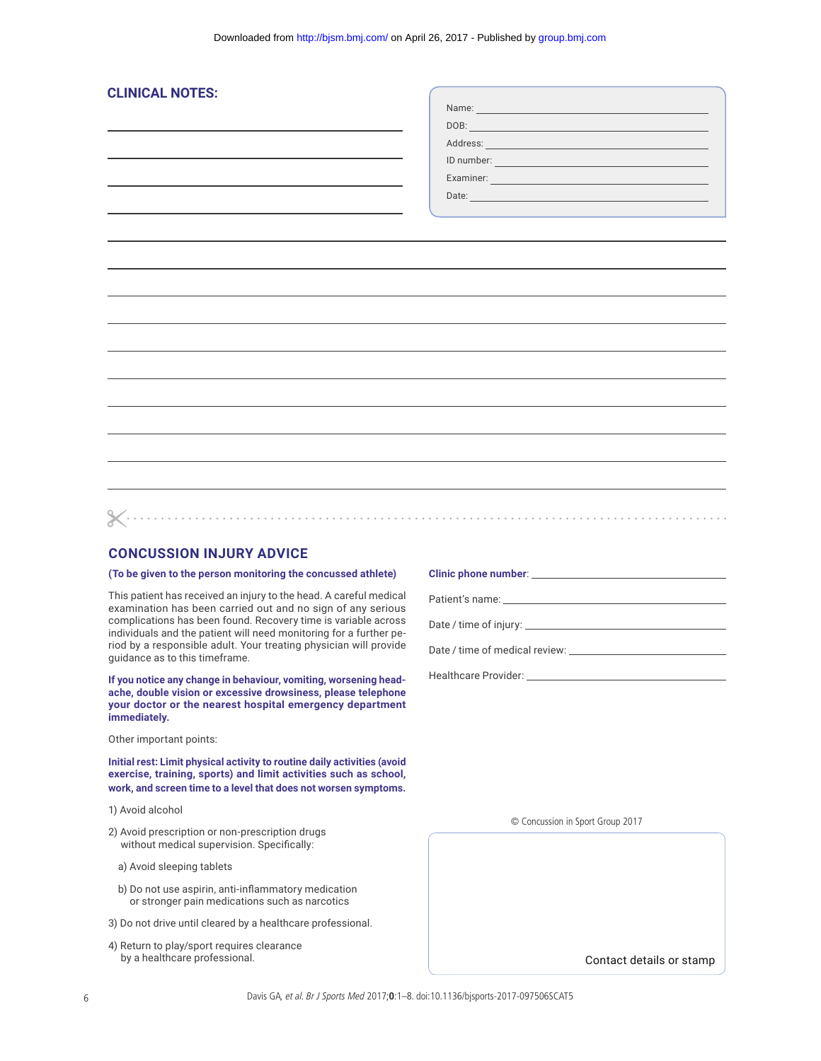## CLINICAL NOTES:

Name:

DOB:

Address:

ID number:

Examiner:

Date:

## CONCUSSION INJURY ADVICE

**(To be given to the person monitoring the concussed athlete)**

This patient has received an injury to the head. A careful medical examination has been carried out and no sign of any serious complications has been found. Recovery time is variable across individuals and the patient will need monitoring for a further period by a responsible adult. Your treating physician will provide guidance as to this timeframe.

**If you notice any change in behaviour, vomiting, worsening headache, double vision or excessive drowsiness, please telephone your doctor or the nearest hospital emergency department immediately.**

Other important points:

**Initial rest: Limit physical activity to routine daily activities (avoid exercise, training, sports) and limit activities such as school, work, and screen time to a level that does not worsen symptoms.**

1) Avoid alcohol

2) Avoid prescription or non-prescription drugs without medical supervision. Specifically:

   a) Avoid sleeping tablets

   b) Do not use aspirin, anti-inflammatory medication or stronger pain medications such as narcotics

3) Do not drive until cleared by a healthcare professional.

4) Return to play/sport requires clearance by a healthcare professional.

**Clinic phone number**:

Patient's name:

Date / time of injury:

Date / time of medical review:

Healthcare Provider:

© Concussion in Sport Group 2017

Contact details or stamp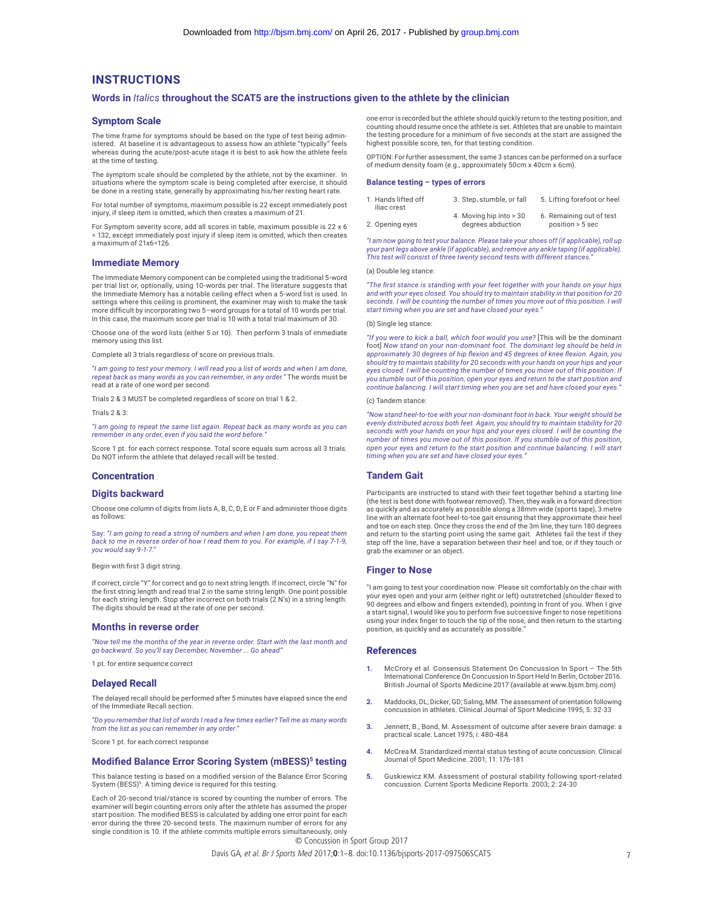# INSTRUCTIONS

## Words in *Italics* throughout the SCAT5 are the instructions given to the athlete by the clinician

### Symptom Scale

The time frame for symptoms should be based on the type of test being administered. At baseline it is advantageous to assess how an athlete "typically" feels whereas during the acute/post-acute stage it is best to ask how the athlete feels at the time of testing.

The symptom scale should be completed by the athlete, not by the examiner. In situations where the symptom scale is being completed after exercise, it should be done in a resting state, generally by approximating his/her resting heart rate.

For total number of symptoms, maximum possible is 22 except immediately post injury, if sleep item is omitted, which then creates a maximum of 21.

For Symptom severity score, add all scores in table, maximum possible is 22 x 6 = 132, except immediately post injury if sleep item is omitted, which then creates a maximum of 21x6=126.

### Immediate Memory

The Immediate Memory component can be completed using the traditional 5-word per trial list or, optionally, using 10-words per trial. The literature suggests that the Immediate Memory has a notable ceiling effect when a 5-word list is used. In settings where this ceiling is prominent, the examiner may wish to make the task more difficult by incorporating two 5–word groups for a total of 10 words per trial. In this case, the maximum score per trial is 10 with a total trial maximum of 30.

Choose one of the word lists (either 5 or 10). Then perform 3 trials of immediate memory using this list.

Complete all 3 trials regardless of score on previous trials.

*"I am going to test your memory. I will read you a list of words and when I am done, repeat back as many words as you can remember, in any order."* The words must be read at a rate of one word per second.

Trials 2 & 3 MUST be completed regardless of score on trial 1 & 2.

Trials 2 & 3:

*"I am going to repeat the same list again. Repeat back as many words as you can remember in any order, even if you said the word before."*

Score 1 pt. for each correct response. Total score equals sum across all 3 trials. Do NOT inform the athlete that delayed recall will be tested.

### Concentration

### Digits backward

Choose one column of digits from lists A, B, C, D, E or F and administer those digits as follows:

Say: *"I am going to read a string of numbers and when I am done, you repeat them back to me in reverse order of how I read them to you. For example, if I say 7-1-9, you would say 9-1-7."*

Begin with first 3 digit string.

If correct, circle "Y" for correct and go to next string length. If incorrect, circle "N" for the first string length and read trial 2 in the same string length. One point possible for each string length. Stop after incorrect on both trials (2 N's) in a string length. The digits should be read at the rate of one per second.

### Months in reverse order

*"Now tell me the months of the year in reverse order. Start with the last month and go backward. So you'll say December, November ... Go ahead"*

1 pt. for entire sequence correct

### Delayed Recall

The delayed recall should be performed after 5 minutes have elapsed since the end of the Immediate Recall section.

*"Do you remember that list of words I read a few times earlier? Tell me as many words from the list as you can remember in any order."*

Score 1 pt. for each correct response

### Modified Balance Error Scoring System (mBESS)[5] testing

This balance testing is based on a modified version of the Balance Error Scoring System (BESS)[5]. A timing device is required for this testing.

Each of 20-second trial/stance is scored by counting the number of errors. The examiner will begin counting errors only after the athlete has assumed the proper start position. The modified BESS is calculated by adding one error point for each error during the three 20-second tests. The maximum number of errors for any single condition is 10. If the athlete commits multiple errors simultaneously, only one error is recorded but the athlete should quickly return to the testing position, and counting should resume once the athlete is set. Athletes that are unable to maintain the testing procedure for a minimum of five seconds at the start are assigned the highest possible score, ten, for that testing condition.

OPTION: For further assessment, the same 3 stances can be performed on a surface of medium density foam (e.g., approximately 50cm x 40cm x 6cm).

#### Balance testing – types of errors

1. Hands lifted off iliac crest
2. Opening eyes
3. Step, stumble, or fall
4. Moving hip into > 30 degrees abduction
5. Lifting forefoot or heel
6. Remaining out of test position > 5 sec

*"I am now going to test your balance. Please take your shoes off (if applicable), roll up your pant legs above ankle (if applicable), and remove any ankle taping (if applicable). This test will consist of three twenty second tests with different stances."*

(a) Double leg stance:

*"The first stance is standing with your feet together with your hands on your hips and with your eyes closed. You should try to maintain stability in that position for 20 seconds. I will be counting the number of times you move out of this position. I will start timing when you are set and have closed your eyes."*

(b) Single leg stance:

*"If you were to kick a ball, which foot would you use?* [This will be the dominant foot] *Now stand on your non-dominant foot. The dominant leg should be held in approximately 30 degrees of hip flexion and 45 degrees of knee flexion. Again, you should try to maintain stability for 20 seconds with your hands on your hips and your eyes closed. I will be counting the number of times you move out of this position. If you stumble out of this position, open your eyes and return to the start position and continue balancing. I will start timing when you are set and have closed your eyes."*

(c) Tandem stance:

*"Now stand heel-to-toe with your non-dominant foot in back. Your weight should be evenly distributed across both feet. Again, you should try to maintain stability for 20 seconds with your hands on your hips and your eyes closed. I will be counting the number of times you move out of this position. If you stumble out of this position, open your eyes and return to the start position and continue balancing. I will start timing when you are set and have closed your eyes."*

### Tandem Gait

Participants are instructed to stand with their feet together behind a starting line (the test is best done with footwear removed). Then, they walk in a forward direction as quickly and as accurately as possible along a 38mm wide (sports tape), 3 metre line with an alternate foot heel-to-toe gait ensuring that they approximate their heel and toe on each step. Once they cross the end of the 3m line, they turn 180 degrees and return to the starting point using the same gait. Athletes fail the test if they step off the line, have a separation between their heel and toe, or if they touch or grab the examiner or an object.

### Finger to Nose

"I am going to test your coordination now. Please sit comfortably on the chair with your eyes open and your arm (either right or left) outstretched (shoulder flexed to 90 degrees and elbow and fingers extended), pointing in front of you. When I give a start signal, I would like you to perform five successive finger to nose repetitions using your index finger to touch the tip of the nose, and then return to the starting position, as quickly and as accurately as possible."

### References

1. McCrory et al. Consensus Statement On Concussion In Sport – The 5th International Conference On Concussion In Sport Held In Berlin, October 2016. British Journal of Sports Medicine 2017 (available at www.bjsm.bmj.com)
2. Maddocks, DL; Dicker, GD; Saling, MM. The assessment of orientation following concussion in athletes. Clinical Journal of Sport Medicine 1995; 5: 32-33
3. Jennett, B., Bond, M. Assessment of outcome after severe brain damage: a practical scale. Lancet 1975; i: 480-484
4. McCrea M. Standardized mental status testing of acute concussion. Clinical Journal of Sport Medicine. 2001; 11: 176-181
5. Guskiewicz KM. Assessment of postural stability following sport-related concussion. Current Sports Medicine Reports. 2003; 2: 24-30

© Concussion in Sport Group 2017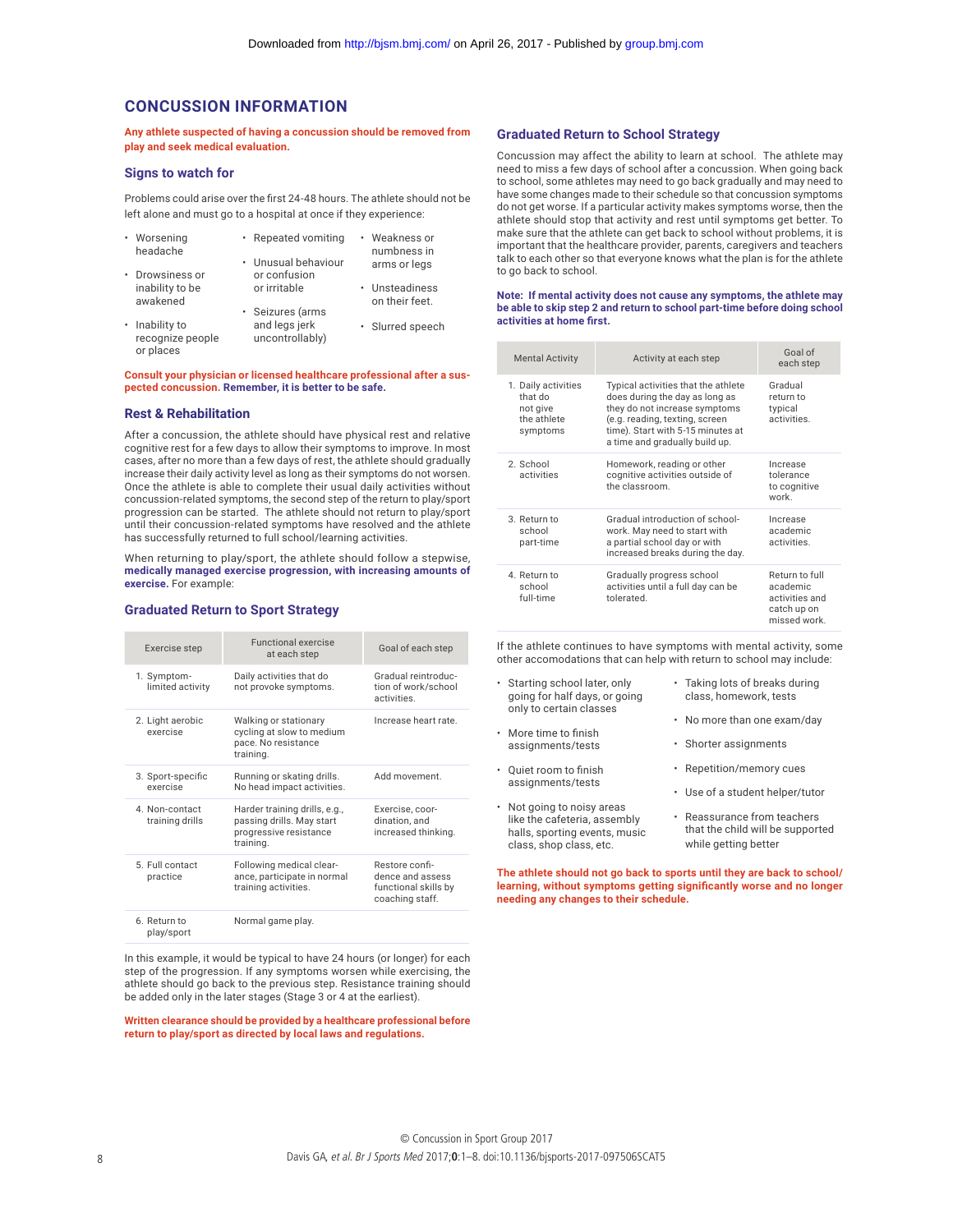# CONCUSSION INFORMATION

**Any athlete suspected of having a concussion should be removed from play and seek medical evaluation.**

## Signs to watch for

Problems could arise over the first 24-48 hours. The athlete should not be left alone and must go to a hospital at once if they experience:

- Worsening headache
- Drowsiness or inability to be awakened
- Inability to recognize people or places
- Repeated vomiting
- Unusual behaviour or confusion or irritable
- Seizures (arms and legs jerk uncontrollably)
- Weakness or numbness in arms or legs
- Unsteadiness on their feet.
- Slurred speech

**Consult your physician or licensed healthcare professional after a suspected concussion. Remember, it is better to be safe.**

## Rest & Rehabilitation

After a concussion, the athlete should have physical rest and relative cognitive rest for a few days to allow their symptoms to improve. In most cases, after no more than a few days of rest, the athlete should gradually increase their daily activity level as long as their symptoms do not worsen. Once the athlete is able to complete their usual daily activities without concussion-related symptoms, the second step of the return to play/sport progression can be started. The athlete should not return to play/sport until their concussion-related symptoms have resolved and the athlete has successfully returned to full school/learning activities.

When returning to play/sport, the athlete should follow a stepwise, **medically managed exercise progression, with increasing amounts of exercise.** For example:

## Graduated Return to Sport Strategy

| Exercise step | Functional exercise at each step | Goal of each step |
|---|---|---|
| 1. Symptom-limited activity | Daily activities that do not provoke symptoms. | Gradual reintroduction of work/school activities. |
| 2. Light aerobic exercise | Walking or stationary cycling at slow to medium pace. No resistance training. | Increase heart rate. |
| 3. Sport-specific exercise | Running or skating drills. No head impact activities. | Add movement. |
| 4. Non-contact training drills | Harder training drills, e.g., passing drills. May start progressive resistance training. | Exercise, coordination, and increased thinking. |
| 5. Full contact practice | Following medical clearance, participate in normal training activities. | Restore confidence and assess functional skills by coaching staff. |
| 6. Return to play/sport | Normal game play. | |

In this example, it would be typical to have 24 hours (or longer) for each step of the progression. If any symptoms worsen while exercising, the athlete should go back to the previous step. Resistance training should be added only in the later stages (Stage 3 or 4 at the earliest).

**Written clearance should be provided by a healthcare professional before return to play/sport as directed by local laws and regulations.**

## Graduated Return to School Strategy

Concussion may affect the ability to learn at school. The athlete may need to miss a few days of school after a concussion. When going back to school, some athletes may need to go back gradually and may need to have some changes made to their schedule so that concussion symptoms do not get worse. If a particular activity makes symptoms worse, then the athlete should stop that activity and rest until symptoms get better. To make sure that the athlete can get back to school without problems, it is important that the healthcare provider, parents, caregivers and teachers talk to each other so that everyone knows what the plan is for the athlete to go back to school.

**Note: If mental activity does not cause any symptoms, the athlete may be able to skip step 2 and return to school part-time before doing school activities at home first.**

| Mental Activity | Activity at each step | Goal of each step |
|---|---|---|
| 1. Daily activities that do not give the athlete symptoms | Typical activities that the athlete does during the day as long as they do not increase symptoms (e.g. reading, texting, screen time). Start with 5-15 minutes at a time and gradually build up. | Gradual return to typical activities. |
| 2. School activities | Homework, reading or other cognitive activities outside of the classroom. | Increase tolerance to cognitive work. |
| 3. Return to school part-time | Gradual introduction of schoolwork. May need to start with a partial school day or with increased breaks during the day. | Increase academic activities. |
| 4. Return to school full-time | Gradually progress school activities until a full day can be tolerated. | Return to full academic activities and catch up on missed work. |

If the athlete continues to have symptoms with mental activity, some other accomodations that can help with return to school may include:

- Starting school later, only going for half days, or going only to certain classes
- More time to finish assignments/tests
- Quiet room to finish assignments/tests
- Not going to noisy areas like the cafeteria, assembly halls, sporting events, music class, shop class, etc.
- Taking lots of breaks during class, homework, tests
- No more than one exam/day
- Shorter assignments
- Repetition/memory cues
- Use of a student helper/tutor
- Reassurance from teachers that the child will be supported while getting better

**The athlete should not go back to sports until they are back to school/learning, without symptoms getting significantly worse and no longer needing any changes to their schedule.**

© Concussion in Sport Group 2017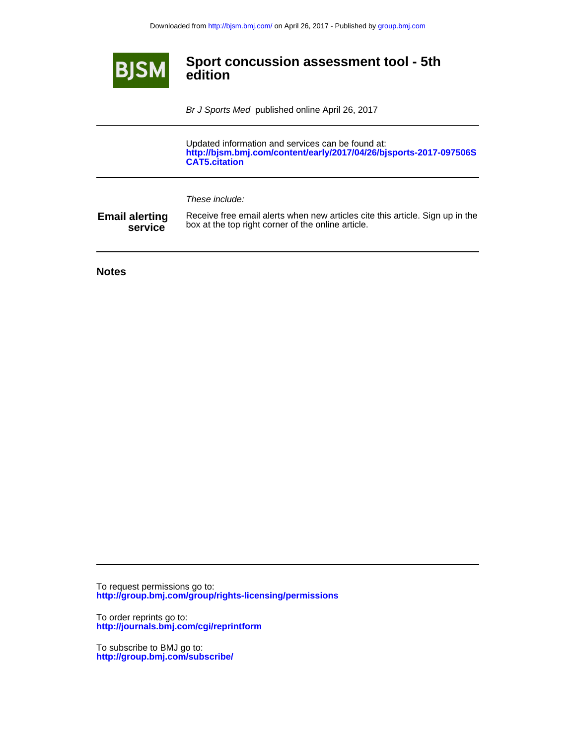Downloaded from http://bjsm.bmj.com/ on April 26, 2017 - Published by group.bmj.com

BJSM

# Sport concussion assessment tool - 5th edition

*Br J Sports Med* published online April 26, 2017

Updated information and services can be found at:
**http://bjsm.bmj.com/content/early/2017/04/26/bjsports-2017-097506SCAT5.citation**

*These include:*

**Email alerting service** Receive free email alerts when new articles cite this article. Sign up in the box at the top right corner of the online article.

## Notes

To request permissions go to:
**http://group.bmj.com/group/rights-licensing/permissions**

To order reprints go to:
**http://journals.bmj.com/cgi/reprintform**

To subscribe to BMJ go to:
**http://group.bmj.com/subscribe/**